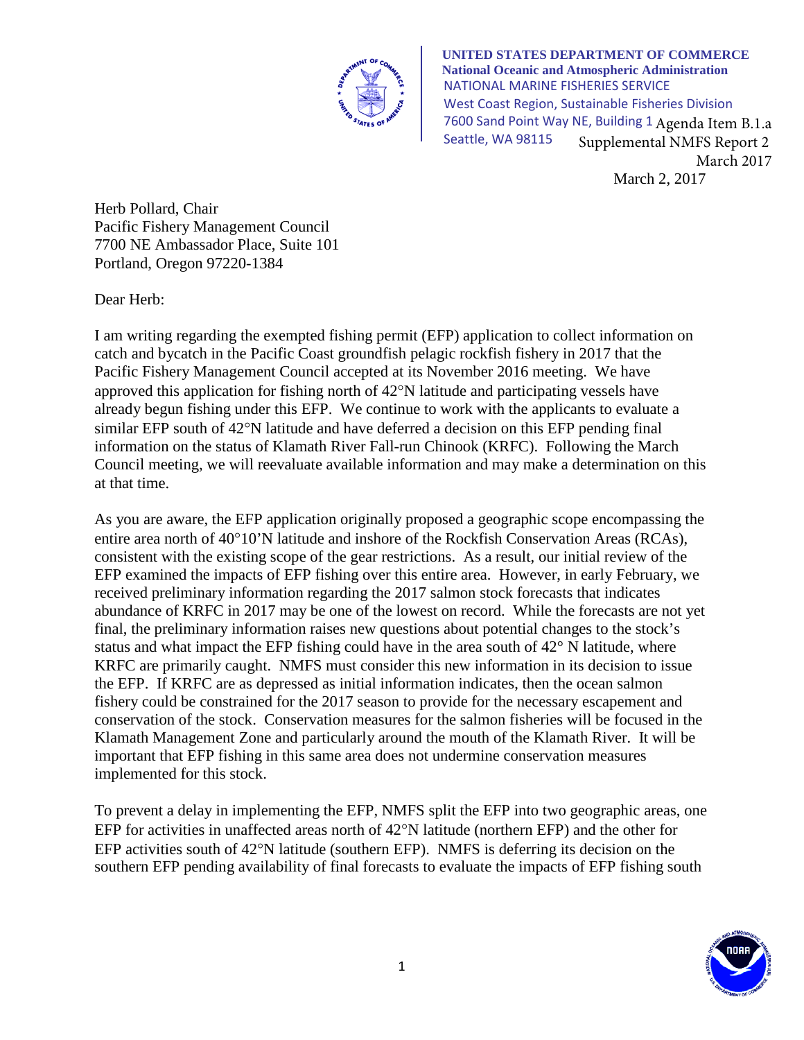**UNITED STATES DEPARTMENT OF COMMERCE**
**National Oceanic and Atmospheric Administration**
NATIONAL MARINE FISHERIES SERVICE
West Coast Region, Sustainable Fisheries Division
7600 Sand Point Way NE, Building 1
Seattle, WA 98115

Agenda Item B.1.a
Supplemental NMFS Report 2
March 2017

March 2, 2017

Herb Pollard, Chair
Pacific Fishery Management Council
7700 NE Ambassador Place, Suite 101
Portland, Oregon 97220-1384

Dear Herb:

I am writing regarding the exempted fishing permit (EFP) application to collect information on catch and bycatch in the Pacific Coast groundfish pelagic rockfish fishery in 2017 that the Pacific Fishery Management Council accepted at its November 2016 meeting. We have approved this application for fishing north of 42°N latitude and participating vessels have already begun fishing under this EFP. We continue to work with the applicants to evaluate a similar EFP south of 42°N latitude and have deferred a decision on this EFP pending final information on the status of Klamath River Fall-run Chinook (KRFC). Following the March Council meeting, we will reevaluate available information and may make a determination on this at that time.

As you are aware, the EFP application originally proposed a geographic scope encompassing the entire area north of 40°10'N latitude and inshore of the Rockfish Conservation Areas (RCAs), consistent with the existing scope of the gear restrictions. As a result, our initial review of the EFP examined the impacts of EFP fishing over this entire area. However, in early February, we received preliminary information regarding the 2017 salmon stock forecasts that indicates abundance of KRFC in 2017 may be one of the lowest on record. While the forecasts are not yet final, the preliminary information raises new questions about potential changes to the stock's status and what impact the EFP fishing could have in the area south of 42° N latitude, where KRFC are primarily caught. NMFS must consider this new information in its decision to issue the EFP. If KRFC are as depressed as initial information indicates, then the ocean salmon fishery could be constrained for the 2017 season to provide for the necessary escapement and conservation of the stock. Conservation measures for the salmon fisheries will be focused in the Klamath Management Zone and particularly around the mouth of the Klamath River. It will be important that EFP fishing in this same area does not undermine conservation measures implemented for this stock.

To prevent a delay in implementing the EFP, NMFS split the EFP into two geographic areas, one EFP for activities in unaffected areas north of 42°N latitude (northern EFP) and the other for EFP activities south of 42°N latitude (southern EFP). NMFS is deferring its decision on the southern EFP pending availability of final forecasts to evaluate the impacts of EFP fishing south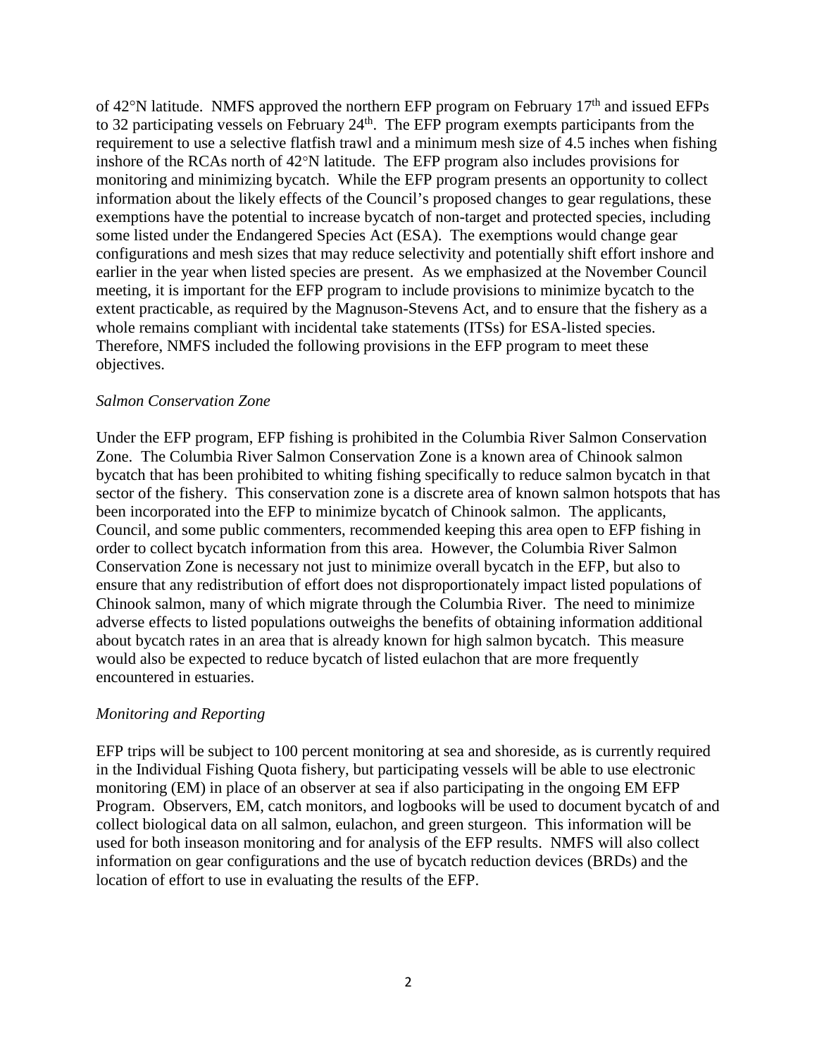of 42°N latitude. NMFS approved the northern EFP program on February 17th and issued EFPs to 32 participating vessels on February 24th. The EFP program exempts participants from the requirement to use a selective flatfish trawl and a minimum mesh size of 4.5 inches when fishing inshore of the RCAs north of 42°N latitude. The EFP program also includes provisions for monitoring and minimizing bycatch. While the EFP program presents an opportunity to collect information about the likely effects of the Council's proposed changes to gear regulations, these exemptions have the potential to increase bycatch of non-target and protected species, including some listed under the Endangered Species Act (ESA). The exemptions would change gear configurations and mesh sizes that may reduce selectivity and potentially shift effort inshore and earlier in the year when listed species are present. As we emphasized at the November Council meeting, it is important for the EFP program to include provisions to minimize bycatch to the extent practicable, as required by the Magnuson-Stevens Act, and to ensure that the fishery as a whole remains compliant with incidental take statements (ITSs) for ESA-listed species. Therefore, NMFS included the following provisions in the EFP program to meet these objectives.

*Salmon Conservation Zone*

Under the EFP program, EFP fishing is prohibited in the Columbia River Salmon Conservation Zone. The Columbia River Salmon Conservation Zone is a known area of Chinook salmon bycatch that has been prohibited to whiting fishing specifically to reduce salmon bycatch in that sector of the fishery. This conservation zone is a discrete area of known salmon hotspots that has been incorporated into the EFP to minimize bycatch of Chinook salmon. The applicants, Council, and some public commenters, recommended keeping this area open to EFP fishing in order to collect bycatch information from this area. However, the Columbia River Salmon Conservation Zone is necessary not just to minimize overall bycatch in the EFP, but also to ensure that any redistribution of effort does not disproportionately impact listed populations of Chinook salmon, many of which migrate through the Columbia River. The need to minimize adverse effects to listed populations outweighs the benefits of obtaining information additional about bycatch rates in an area that is already known for high salmon bycatch. This measure would also be expected to reduce bycatch of listed eulachon that are more frequently encountered in estuaries.

*Monitoring and Reporting*

EFP trips will be subject to 100 percent monitoring at sea and shoreside, as is currently required in the Individual Fishing Quota fishery, but participating vessels will be able to use electronic monitoring (EM) in place of an observer at sea if also participating in the ongoing EM EFP Program. Observers, EM, catch monitors, and logbooks will be used to document bycatch of and collect biological data on all salmon, eulachon, and green sturgeon. This information will be used for both inseason monitoring and for analysis of the EFP results. NMFS will also collect information on gear configurations and the use of bycatch reduction devices (BRDs) and the location of effort to use in evaluating the results of the EFP.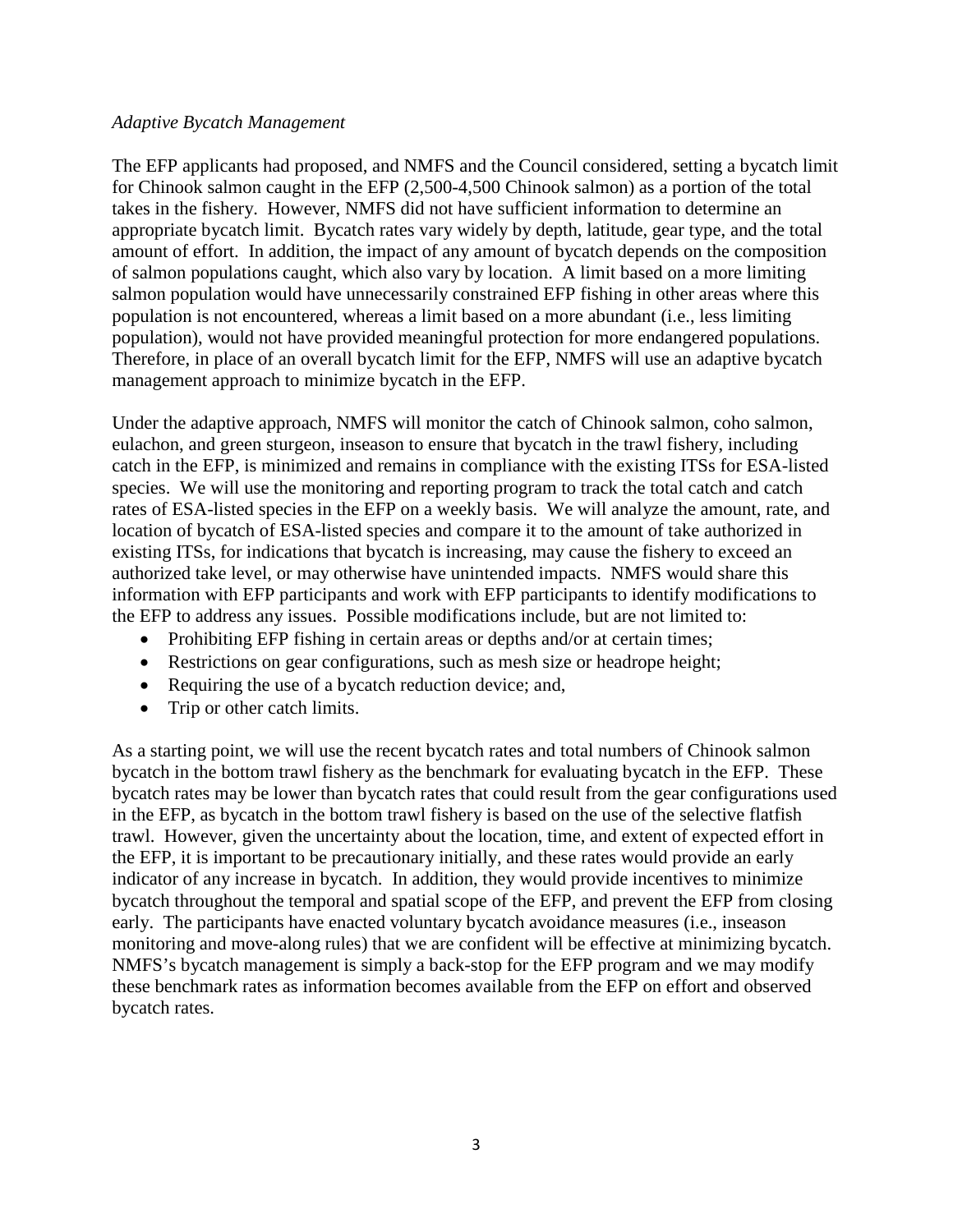*Adaptive Bycatch Management*

The EFP applicants had proposed, and NMFS and the Council considered, setting a bycatch limit for Chinook salmon caught in the EFP (2,500-4,500 Chinook salmon) as a portion of the total takes in the fishery. However, NMFS did not have sufficient information to determine an appropriate bycatch limit. Bycatch rates vary widely by depth, latitude, gear type, and the total amount of effort. In addition, the impact of any amount of bycatch depends on the composition of salmon populations caught, which also vary by location. A limit based on a more limiting salmon population would have unnecessarily constrained EFP fishing in other areas where this population is not encountered, whereas a limit based on a more abundant (i.e., less limiting population), would not have provided meaningful protection for more endangered populations. Therefore, in place of an overall bycatch limit for the EFP, NMFS will use an adaptive bycatch management approach to minimize bycatch in the EFP.

Under the adaptive approach, NMFS will monitor the catch of Chinook salmon, coho salmon, eulachon, and green sturgeon, inseason to ensure that bycatch in the trawl fishery, including catch in the EFP, is minimized and remains in compliance with the existing ITSs for ESA-listed species. We will use the monitoring and reporting program to track the total catch and catch rates of ESA-listed species in the EFP on a weekly basis. We will analyze the amount, rate, and location of bycatch of ESA-listed species and compare it to the amount of take authorized in existing ITSs, for indications that bycatch is increasing, may cause the fishery to exceed an authorized take level, or may otherwise have unintended impacts. NMFS would share this information with EFP participants and work with EFP participants to identify modifications to the EFP to address any issues. Possible modifications include, but are not limited to:

- Prohibiting EFP fishing in certain areas or depths and/or at certain times;
- Restrictions on gear configurations, such as mesh size or headrope height;
- Requiring the use of a bycatch reduction device; and,
- Trip or other catch limits.

As a starting point, we will use the recent bycatch rates and total numbers of Chinook salmon bycatch in the bottom trawl fishery as the benchmark for evaluating bycatch in the EFP. These bycatch rates may be lower than bycatch rates that could result from the gear configurations used in the EFP, as bycatch in the bottom trawl fishery is based on the use of the selective flatfish trawl. However, given the uncertainty about the location, time, and extent of expected effort in the EFP, it is important to be precautionary initially, and these rates would provide an early indicator of any increase in bycatch. In addition, they would provide incentives to minimize bycatch throughout the temporal and spatial scope of the EFP, and prevent the EFP from closing early. The participants have enacted voluntary bycatch avoidance measures (i.e., inseason monitoring and move-along rules) that we are confident will be effective at minimizing bycatch. NMFS's bycatch management is simply a back-stop for the EFP program and we may modify these benchmark rates as information becomes available from the EFP on effort and observed bycatch rates.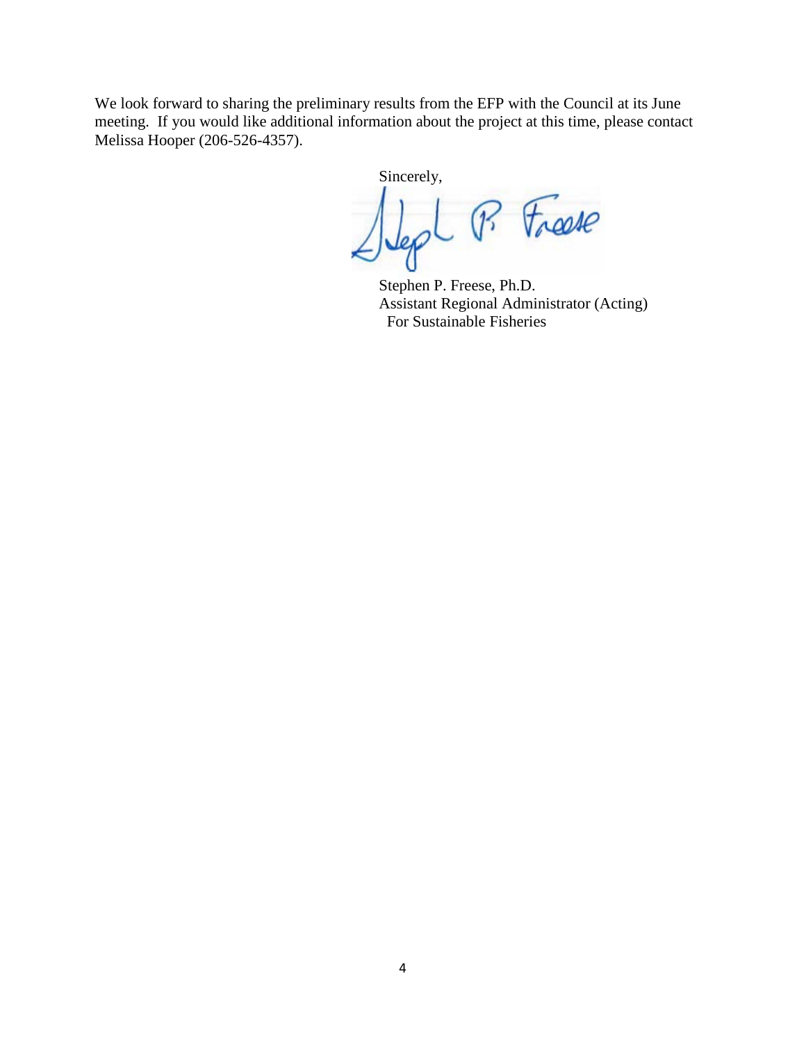We look forward to sharing the preliminary results from the EFP with the Council at its June meeting. If you would like additional information about the project at this time, please contact Melissa Hooper (206-526-4357).

Sincerely,

Stephen P. Freese, Ph.D.
Assistant Regional Administrator (Acting)
For Sustainable Fisheries